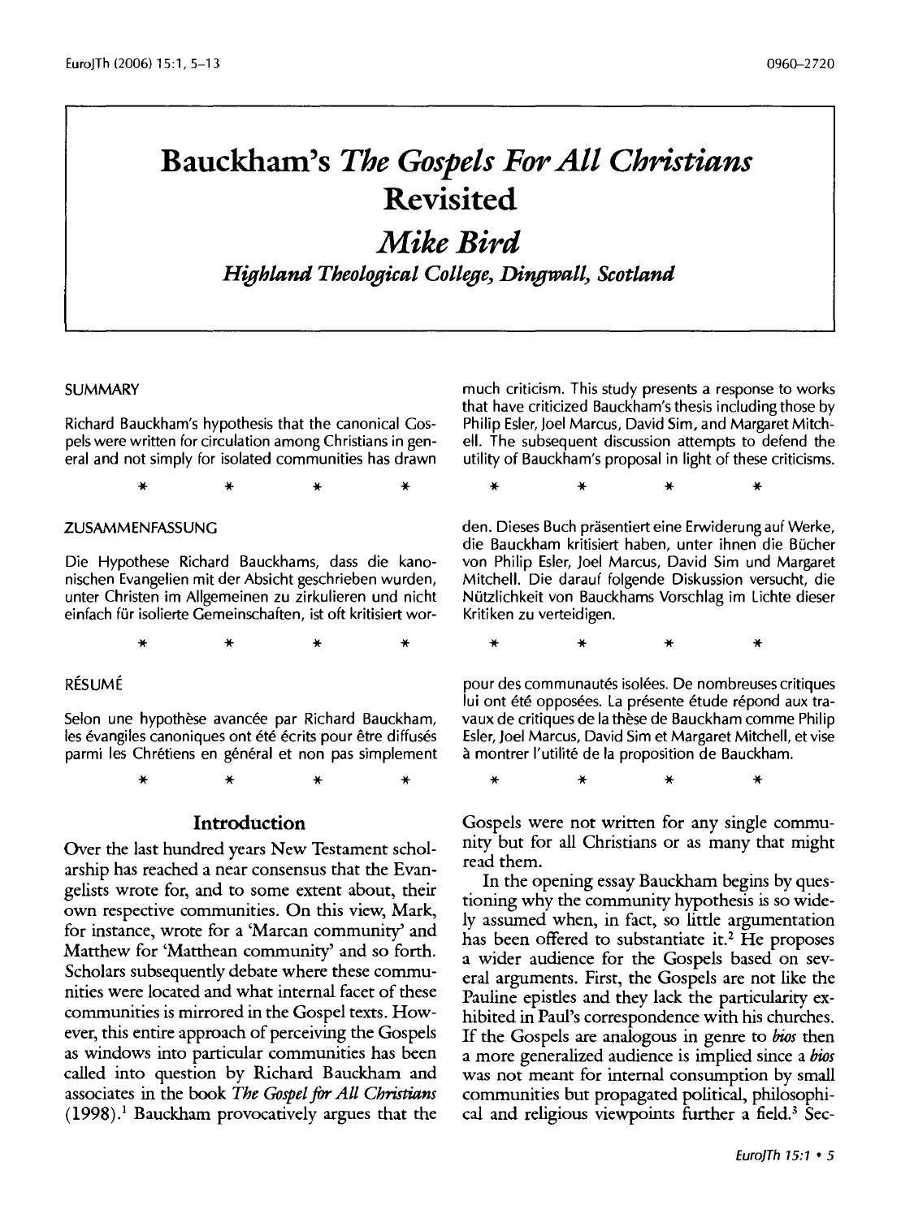# Bauckham's *The Gospels For All Christians* Revisited

## *Mike Bird*

### *Highland Theological College, Dingwall, Scotland*

SUMMARY

Richard Bauckham's hypothesis that the canonical Gospels were written for circulation among Christians in general and not simply for isolated communities has drawn much criticism. This study presents a response to works that have criticized Bauckham's thesis including those by Philip Esler, Joel Marcus, David Sim, and Margaret Mitchell. The subsequent discussion attempts to defend the utility of Bauckham's proposal in light of these criticisms.

\*   \*   \*   \*

ZUSAMMENFASSUNG

Die Hypothese Richard Bauckhams, dass die kanonischen Evangelien mit der Absicht geschrieben wurden, unter Christen im Allgemeinen zu zirkulieren und nicht einfach für isolierte Gemeinschaften, ist oft kritisiert worden. Dieses Buch präsentiert eine Erwiderung auf Werke, die Bauckham kritisiert haben, unter ihnen die Bücher von Philip Esler, Joel Marcus, David Sim und Margaret Mitchell. Die darauf folgende Diskussion versucht, die Nützlichkeit von Bauckhams Vorschlag im Lichte dieser Kritiken zu verteidigen.

\*   \*   \*   \*

RÉSUMÉ

Selon une hypothèse avancée par Richard Bauckham, les évangiles canoniques ont été écrits pour être diffusés parmi les Chrétiens en général et non pas simplement pour des communautés isolées. De nombreuses critiques lui ont été opposées. La présente étude répond aux travaux de critiques de la thèse de Bauckham comme Philip Esler, Joel Marcus, David Sim et Margaret Mitchell, et vise à montrer l'utilité de la proposition de Bauckham.

\*   \*   \*   \*

## Introduction

Over the last hundred years New Testament scholarship has reached a near consensus that the Evangelists wrote for, and to some extent about, their own respective communities. On this view, Mark, for instance, wrote for a 'Marcan community' and Matthew for 'Matthean community' and so forth. Scholars subsequently debate where these communities were located and what internal facet of these communities is mirrored in the Gospel texts. However, this entire approach of perceiving the Gospels as windows into particular communities has been called into question by Richard Bauckham and associates in the book *The Gospel for All Christians* (1998).[1] Bauckham provocatively argues that the Gospels were not written for any single community but for all Christians or as many that might read them.

In the opening essay Bauckham begins by questioning why the community hypothesis is so widely assumed when, in fact, so little argumentation has been offered to substantiate it.[2] He proposes a wider audience for the Gospels based on several arguments. First, the Gospels are not like the Pauline epistles and they lack the particularity exhibited in Paul's correspondence with his churches. If the Gospels are analogous in genre to *bios* then a more generalized audience is implied since a *bios* was not meant for internal consumption by small communities but propagated political, philosophical and religious viewpoints further a field.[3] Sec-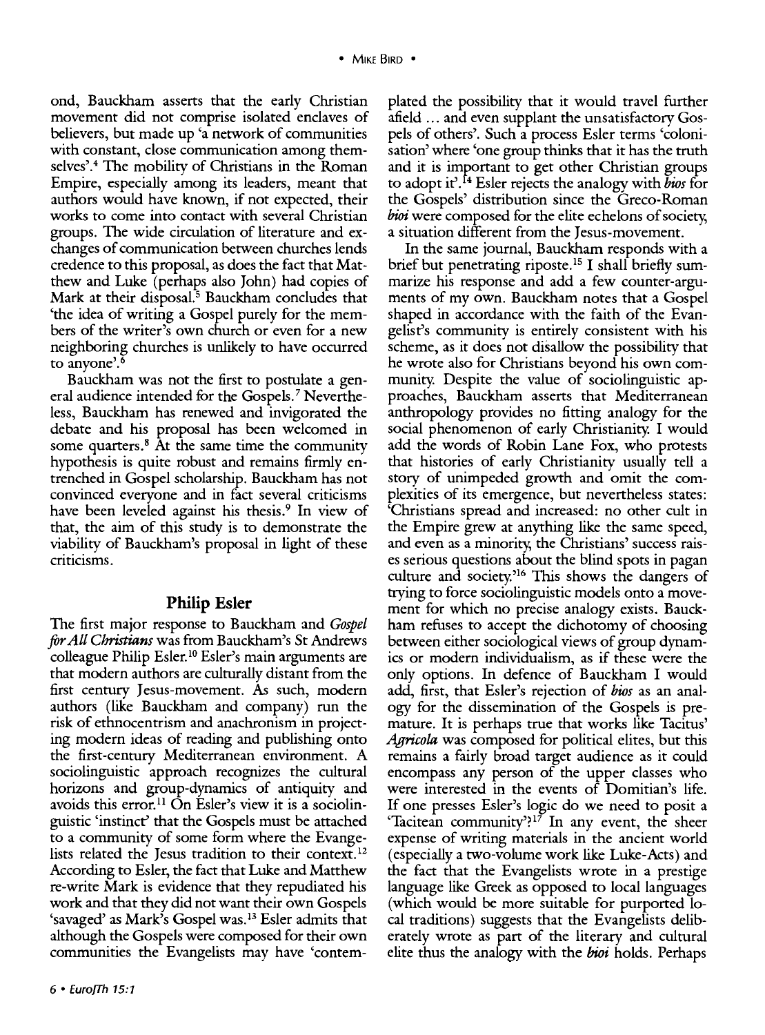ond, Bauckham asserts that the early Christian movement did not comprise isolated enclaves of believers, but made up 'a network of communities with constant, close communication among themselves'.[4] The mobility of Christians in the Roman Empire, especially among its leaders, meant that authors would have known, if not expected, their works to come into contact with several Christian groups. The wide circulation of literature and exchanges of communication between churches lends credence to this proposal, as does the fact that Matthew and Luke (perhaps also John) had copies of Mark at their disposal.[5] Bauckham concludes that 'the idea of writing a Gospel purely for the members of the writer's own church or even for a new neighboring churches is unlikely to have occurred to anyone'.[6]

Bauckham was not the first to postulate a general audience intended for the Gospels.[7] Nevertheless, Bauckham has renewed and invigorated the debate and his proposal has been welcomed in some quarters.[8] At the same time the community hypothesis is quite robust and remains firmly entrenched in Gospel scholarship. Bauckham has not convinced everyone and in fact several criticisms have been leveled against his thesis.[9] In view of that, the aim of this study is to demonstrate the viability of Bauckham's proposal in light of these criticisms.

## Philip Esler

The first major response to Bauckham and *Gospel for All Christians* was from Bauckham's St Andrews colleague Philip Esler.[10] Esler's main arguments are that modern authors are culturally distant from the first century Jesus-movement. As such, modern authors (like Bauckham and company) run the risk of ethnocentrism and anachronism in projecting modern ideas of reading and publishing onto the first-century Mediterranean environment. A sociolinguistic approach recognizes the cultural horizons and group-dynamics of antiquity and avoids this error.[11] On Esler's view it is a sociolinguistic 'instinct' that the Gospels must be attached to a community of some form where the Evangelists related the Jesus tradition to their context.[12] According to Esler, the fact that Luke and Matthew re-write Mark is evidence that they repudiated his work and that they did not want their own Gospels 'savaged' as Mark's Gospel was.[13] Esler admits that although the Gospels were composed for their own communities the Evangelists may have 'contemplated the possibility that it would travel further afield ... and even supplant the unsatisfactory Gospels of others'. Such a process Esler terms 'colonisation' where 'one group thinks that it has the truth and it is important to get other Christian groups to adopt it'.[14] Esler rejects the analogy with *bios* for the Gospels' distribution since the Greco-Roman *bioi* were composed for the elite echelons of society, a situation different from the Jesus-movement.

In the same journal, Bauckham responds with a brief but penetrating riposte.[15] I shall briefly summarize his response and add a few counter-arguments of my own. Bauckham notes that a Gospel shaped in accordance with the faith of the Evangelist's community is entirely consistent with his scheme, as it does not disallow the possibility that he wrote also for Christians beyond his own community. Despite the value of sociolinguistic approaches, Bauckham asserts that Mediterranean anthropology provides no fitting analogy for the social phenomenon of early Christianity. I would add the words of Robin Lane Fox, who protests that histories of early Christianity usually tell a story of unimpeded growth and omit the complexities of its emergence, but nevertheless states: 'Christians spread and increased: no other cult in the Empire grew at anything like the same speed, and even as a minority, the Christians' success raises serious questions about the blind spots in pagan culture and society.'[16] This shows the dangers of trying to force sociolinguistic models onto a movement for which no precise analogy exists. Bauckham refuses to accept the dichotomy of choosing between either sociological views of group dynamics or modern individualism, as if these were the only options. In defence of Bauckham I would add, first, that Esler's rejection of *bios* as an analogy for the dissemination of the Gospels is premature. It is perhaps true that works like Tacitus' *Agricola* was composed for political elites, but this remains a fairly broad target audience as it could encompass any person of the upper classes who were interested in the events of Domitian's life. If one presses Esler's logic do we need to posit a 'Tacitean community'?[17] In any event, the sheer expense of writing materials in the ancient world (especially a two-volume work like Luke-Acts) and the fact that the Evangelists wrote in a prestige language like Greek as opposed to local languages (which would be more suitable for purported local traditions) suggests that the Evangelists deliberately wrote as part of the literary and cultural elite thus the analogy with the *bioi* holds. Perhaps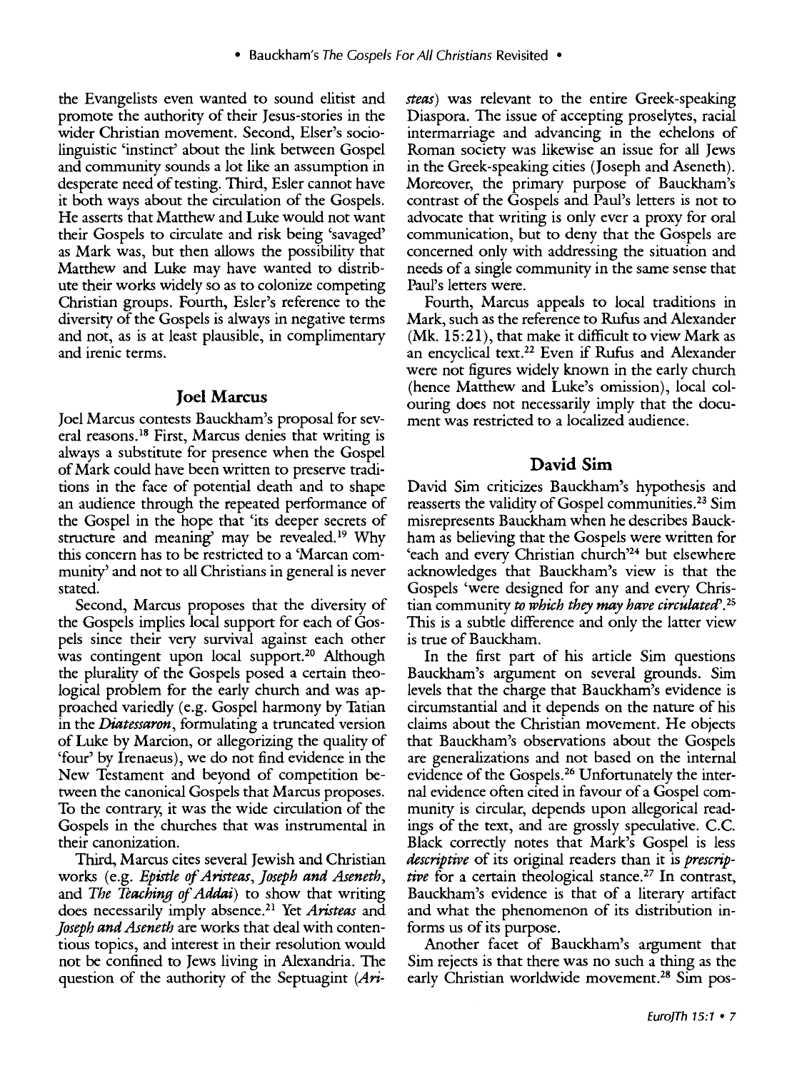the Evangelists even wanted to sound elitist and promote the authority of their Jesus-stories in the wider Christian movement. Second, Elser's socio-linguistic 'instinct' about the link between Gospel and community sounds a lot like an assumption in desperate need of testing. Third, Esler cannot have it both ways about the circulation of the Gospels. He asserts that Matthew and Luke would not want their Gospels to circulate and risk being 'savaged' as Mark was, but then allows the possibility that Matthew and Luke may have wanted to distribute their works widely so as to colonize competing Christian groups. Fourth, Esler's reference to the diversity of the Gospels is always in negative terms and not, as is at least plausible, in complimentary and irenic terms.

## Joel Marcus

Joel Marcus contests Bauckham's proposal for several reasons.[18] First, Marcus denies that writing is always a substitute for presence when the Gospel of Mark could have been written to preserve traditions in the face of potential death and to shape an audience through the repeated performance of the Gospel in the hope that 'its deeper secrets of structure and meaning' may be revealed.[19] Why this concern has to be restricted to a 'Marcan community' and not to all Christians in general is never stated.

Second, Marcus proposes that the diversity of the Gospels implies local support for each of Gospels since their very survival against each other was contingent upon local support.[20] Although the plurality of the Gospels posed a certain theological problem for the early church and was approached variedly (e.g. Gospel harmony by Tatian in the *Diatessaron*, formulating a truncated version of Luke by Marcion, or allegorizing the quality of 'four' by Irenaeus), we do not find evidence in the New Testament and beyond of competition between the canonical Gospels that Marcus proposes. To the contrary, it was the wide circulation of the Gospels in the churches that was instrumental in their canonization.

Third, Marcus cites several Jewish and Christian works (e.g. *Epistle of Aristeas*, *Joseph and Aseneth*, and *The Teaching of Addai*) to show that writing does necessarily imply absence.[21] Yet *Aristeas* and *Joseph and Aseneth* are works that deal with contentious topics, and interest in their resolution would not be confined to Jews living in Alexandria. The question of the authority of the Septuagint (*Aristeas*) was relevant to the entire Greek-speaking Diaspora. The issue of accepting proselytes, racial intermarriage and advancing in the echelons of Roman society was likewise an issue for all Jews in the Greek-speaking cities (Joseph and Aseneth). Moreover, the primary purpose of Bauckham's contrast of the Gospels and Paul's letters is not to advocate that writing is only ever a proxy for oral communication, but to deny that the Gospels are concerned only with addressing the situation and needs of a single community in the same sense that Paul's letters were.

Fourth, Marcus appeals to local traditions in Mark, such as the reference to Rufus and Alexander (Mk. 15:21), that make it difficult to view Mark as an encyclical text.[22] Even if Rufus and Alexander were not figures widely known in the early church (hence Matthew and Luke's omission), local colouring does not necessarily imply that the document was restricted to a localized audience.

## David Sim

David Sim criticizes Bauckham's hypothesis and reasserts the validity of Gospel communities.[23] Sim misrepresents Bauckham when he describes Bauckham as believing that the Gospels were written for 'each and every Christian church'[24] but elsewhere acknowledges that Bauckham's view is that the Gospels 'were designed for any and every Christian community *to which they may have circulated*'.[25] This is a subtle difference and only the latter view is true of Bauckham.

In the first part of his article Sim questions Bauckham's argument on several grounds. Sim levels that the charge that Bauckham's evidence is circumstantial and it depends on the nature of his claims about the Christian movement. He objects that Bauckham's observations about the Gospels are generalizations and not based on the internal evidence of the Gospels.[26] Unfortunately the internal evidence often cited in favour of a Gospel community is circular, depends upon allegorical readings of the text, and are grossly speculative. C.C. Black correctly notes that Mark's Gospel is less *descriptive* of its original readers than it is *prescriptive* for a certain theological stance.[27] In contrast, Bauckham's evidence is that of a literary artifact and what the phenomenon of its distribution informs us of its purpose.

Another facet of Bauckham's argument that Sim rejects is that there was no such a thing as the early Christian worldwide movement.[28] Sim pos-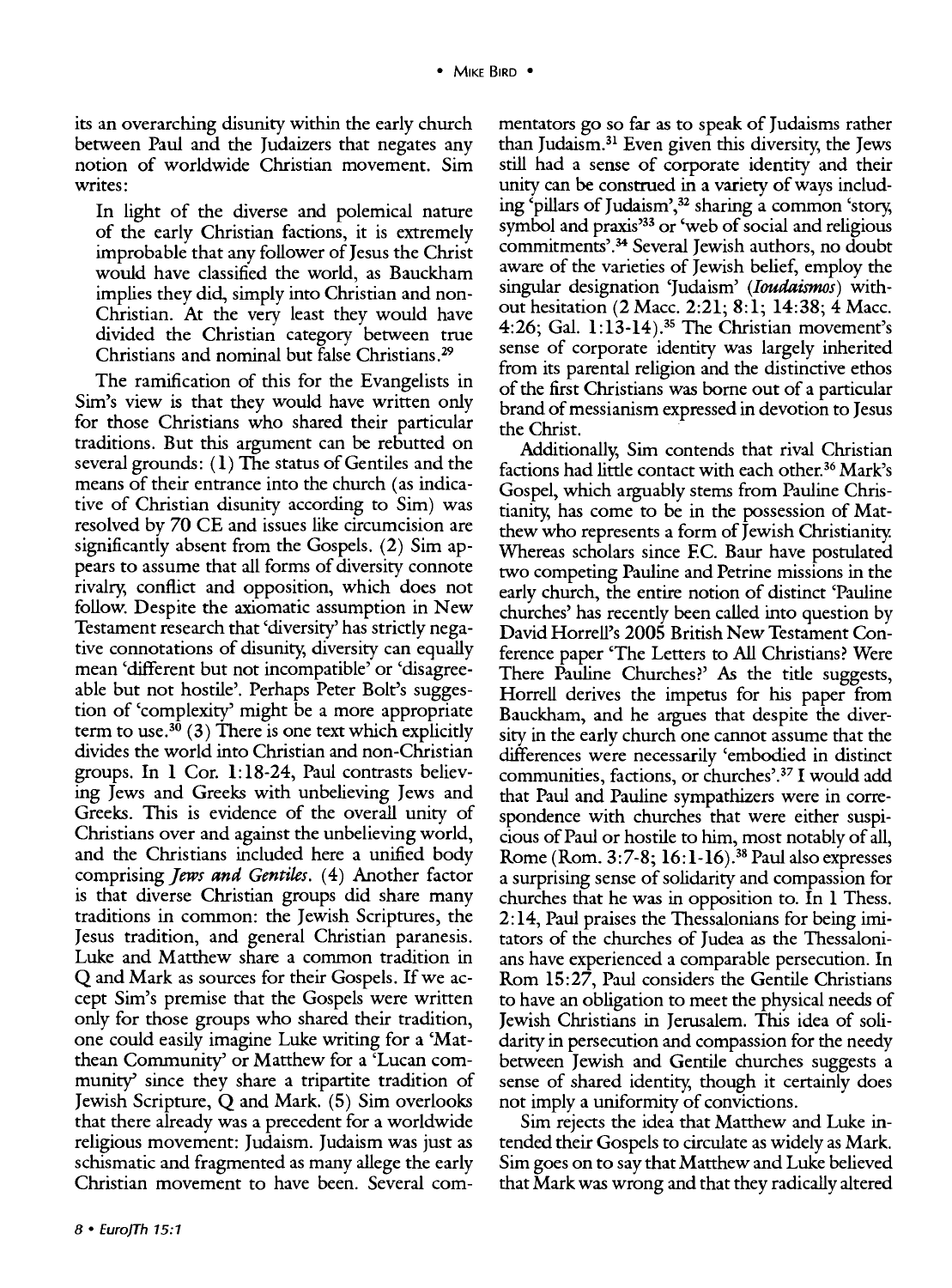its an overarching disunity within the early church between Paul and the Judaizers that negates any notion of worldwide Christian movement. Sim writes:

> In light of the diverse and polemical nature of the early Christian factions, it is extremely improbable that any follower of Jesus the Christ would have classified the world, as Bauckham implies they did, simply into Christian and non-Christian. At the very least they would have divided the Christian category between true Christians and nominal but false Christians.[29]

The ramification of this for the Evangelists in Sim's view is that they would have written only for those Christians who shared their particular traditions. But this argument can be rebutted on several grounds: (1) The status of Gentiles and the means of their entrance into the church (as indicative of Christian disunity according to Sim) was resolved by 70 CE and issues like circumcision are significantly absent from the Gospels. (2) Sim appears to assume that all forms of diversity connote rivalry, conflict and opposition, which does not follow. Despite the axiomatic assumption in New Testament research that 'diversity' has strictly negative connotations of disunity, diversity can equally mean 'different but not incompatible' or 'disagreeable but not hostile'. Perhaps Peter Bolt's suggestion of 'complexity' might be a more appropriate term to use.[30] (3) There is one text which explicitly divides the world into Christian and non-Christian groups. In 1 Cor. 1:18-24, Paul contrasts believing Jews and Greeks with unbelieving Jews and Greeks. This is evidence of the overall unity of Christians over and against the unbelieving world, and the Christians included here a unified body comprising *Jews and Gentiles*. (4) Another factor is that diverse Christian groups did share many traditions in common: the Jewish Scriptures, the Jesus tradition, and general Christian paranesis. Luke and Matthew share a common tradition in Q and Mark as sources for their Gospels. If we accept Sim's premise that the Gospels were written only for those groups who shared their tradition, one could easily imagine Luke writing for a 'Matthean Community' or Matthew for a 'Lucan community' since they share a tripartite tradition of Jewish Scripture, Q and Mark. (5) Sim overlooks that there already was a precedent for a worldwide religious movement: Judaism. Judaism was just as schismatic and fragmented as many allege the early Christian movement to have been. Several commentators go so far as to speak of Judaisms rather than Judaism.[31] Even given this diversity, the Jews still had a sense of corporate identity and their unity can be construed in a variety of ways including 'pillars of Judaism',[32] sharing a common 'story, symbol and praxis'[33] or 'web of social and religious commitments'.[34] Several Jewish authors, no doubt aware of the varieties of Jewish belief, employ the singular designation 'Judaism' (*Ioudaismos*) without hesitation (2 Macc. 2:21; 8:1; 14:38; 4 Macc. 4:26; Gal. 1:13-14).[35] The Christian movement's sense of corporate identity was largely inherited from its parental religion and the distinctive ethos of the first Christians was borne out of a particular brand of messianism expressed in devotion to Jesus the Christ.

Additionally, Sim contends that rival Christian factions had little contact with each other.[36] Mark's Gospel, which arguably stems from Pauline Christianity, has come to be in the possession of Matthew who represents a form of Jewish Christianity. Whereas scholars since F.C. Baur have postulated two competing Pauline and Petrine missions in the early church, the entire notion of distinct 'Pauline churches' has recently been called into question by David Horrell's 2005 British New Testament Conference paper 'The Letters to All Christians? Were There Pauline Churches?' As the title suggests, Horrell derives the impetus for his paper from Bauckham, and he argues that despite the diversity in the early church one cannot assume that the differences were necessarily 'embodied in distinct communities, factions, or churches'.[37] I would add that Paul and Pauline sympathizers were in correspondence with churches that were either suspicious of Paul or hostile to him, most notably of all, Rome (Rom. 3:7-8; 16:1-16).[38] Paul also expresses a surprising sense of solidarity and compassion for churches that he was in opposition to. In 1 Thess. 2:14, Paul praises the Thessalonians for being imitators of the churches of Judea as the Thessalonians have experienced a comparable persecution. In Rom 15:27, Paul considers the Gentile Christians to have an obligation to meet the physical needs of Jewish Christians in Jerusalem. This idea of solidarity in persecution and compassion for the needy between Jewish and Gentile churches suggests a sense of shared identity, though it certainly does not imply a uniformity of convictions.

Sim rejects the idea that Matthew and Luke intended their Gospels to circulate as widely as Mark. Sim goes on to say that Matthew and Luke believed that Mark was wrong and that they radically altered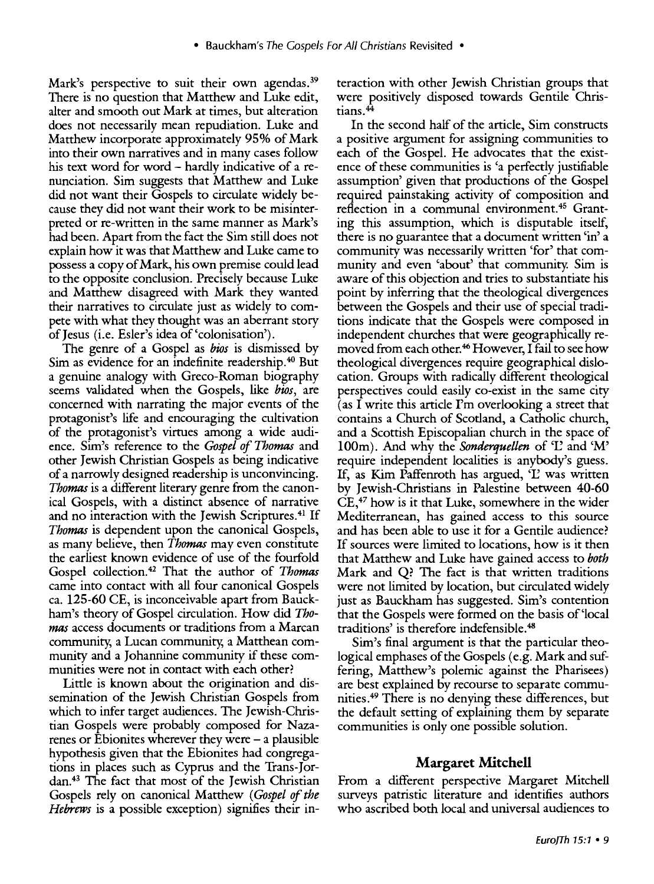Mark's perspective to suit their own agendas.[39] There is no question that Matthew and Luke edit, alter and smooth out Mark at times, but alteration does not necessarily mean repudiation. Luke and Matthew incorporate approximately 95% of Mark into their own narratives and in many cases follow his text word for word – hardly indicative of a renunciation. Sim suggests that Matthew and Luke did not want their Gospels to circulate widely because they did not want their work to be misinterpreted or re-written in the same manner as Mark's had been. Apart from the fact the Sim still does not explain how it was that Matthew and Luke came to possess a copy of Mark, his own premise could lead to the opposite conclusion. Precisely because Luke and Matthew disagreed with Mark they wanted their narratives to circulate just as widely to compete with what they thought was an aberrant story of Jesus (i.e. Esler's idea of 'colonisation').

The genre of a Gospel as *bios* is dismissed by Sim as evidence for an indefinite readership.[40] But a genuine analogy with Greco-Roman biography seems validated when the Gospels, like *bios*, are concerned with narrating the major events of the protagonist's life and encouraging the cultivation of the protagonist's virtues among a wide audience. Sim's reference to the *Gospel of Thomas* and other Jewish Christian Gospels as being indicative of a narrowly designed readership is unconvincing. *Thomas* is a different literary genre from the canonical Gospels, with a distinct absence of narrative and no interaction with the Jewish Scriptures.[41] If *Thomas* is dependent upon the canonical Gospels, as many believe, then *Thomas* may even constitute the earliest known evidence of use of the fourfold Gospel collection.[42] That the author of *Thomas* came into contact with all four canonical Gospels ca. 125-60 CE, is inconceivable apart from Bauckham's theory of Gospel circulation. How did *Thomas* access documents or traditions from a Marcan community, a Lucan community, a Matthean community and a Johannine community if these communities were not in contact with each other?

Little is known about the origination and dissemination of the Jewish Christian Gospels from which to infer target audiences. The Jewish-Christian Gospels were probably composed for Nazarenes or Ebionites wherever they were – a plausible hypothesis given that the Ebionites had congregations in places such as Cyprus and the Trans-Jordan.[43] The fact that most of the Jewish Christian Gospels rely on canonical Matthew (*Gospel of the Hebrews* is a possible exception) signifies their interaction with other Jewish Christian groups that were positively disposed towards Gentile Christians.[44]

In the second half of the article, Sim constructs a positive argument for assigning communities to each of the Gospel. He advocates that the existence of these communities is 'a perfectly justifiable assumption' given that productions of the Gospel required painstaking activity of composition and reflection in a communal environment.[45] Granting this assumption, which is disputable itself, there is no guarantee that a document written 'in' a community was necessarily written 'for' that community and even 'about' that community. Sim is aware of this objection and tries to substantiate his point by inferring that the theological divergences between the Gospels and their use of special traditions indicate that the Gospels were composed in independent churches that were geographically removed from each other.[46] However, I fail to see how theological divergences require geographical dislocation. Groups with radically different theological perspectives could easily co-exist in the same city (as I write this article I'm overlooking a street that contains a Church of Scotland, a Catholic church, and a Scottish Episcopalian church in the space of 100m). And why the *Sonderquellen* of 'L' and 'M' require independent localities is anybody's guess. If, as Kim Paffenroth has argued, 'L' was written by Jewish-Christians in Palestine between 40-60 CE,[47] how is it that Luke, somewhere in the wider Mediterranean, has gained access to this source and has been able to use it for a Gentile audience? If sources were limited to locations, how is it then that Matthew and Luke have gained access to *both* Mark and Q? The fact is that written traditions were not limited by location, but circulated widely just as Bauckham has suggested. Sim's contention that the Gospels were formed on the basis of 'local traditions' is therefore indefensible.[48]

Sim's final argument is that the particular theological emphases of the Gospels (e.g. Mark and suffering, Matthew's polemic against the Pharisees) are best explained by recourse to separate communities.[49] There is no denying these differences, but the default setting of explaining them by separate communities is only one possible solution.

## Margaret Mitchell

From a different perspective Margaret Mitchell surveys patristic literature and identifies authors who ascribed both local and universal audiences to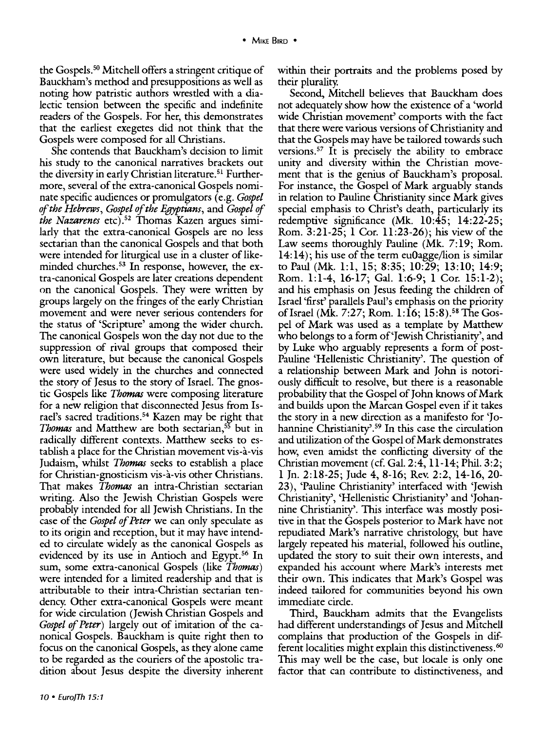the Gospels.[50] Mitchell offers a stringent critique of Bauckham's method and presuppositions as well as noting how patristic authors wrestled with a dialectic tension between the specific and indefinite readers of the Gospels. For her, this demonstrates that the earliest exegetes did not think that the Gospels were composed for all Christians.

She contends that Bauckham's decision to limit his study to the canonical narratives brackets out the diversity in early Christian literature.[51] Furthermore, several of the extra-canonical Gospels nominate specific audiences or promulgators (e.g. *Gospel of the Hebrews*, *Gospel of the Egyptians*, and *Gospel of the Nazarenes* etc).[52] Thomas Kazen argues similarly that the extra-canonical Gospels are no less sectarian than the canonical Gospels and that both were intended for liturgical use in a cluster of like-minded churches.[53] In response, however, the extra-canonical Gospels are later creations dependent on the canonical Gospels. They were written by groups largely on the fringes of the early Christian movement and were never serious contenders for the status of 'Scripture' among the wider church. The canonical Gospels won the day not due to the suppression of rival groups that composed their own literature, but because the canonical Gospels were used widely in the churches and connected the story of Jesus to the story of Israel. The gnostic Gospels like *Thomas* were composing literature for a new religion that disconnected Jesus from Israel's sacred traditions.[54] Kazen may be right that *Thomas* and Matthew are both sectarian,[55] but in radically different contexts. Matthew seeks to establish a place for the Christian movement vis-à-vis Judaism, whilst *Thomas* seeks to establish a place for Christian-gnosticism vis-à-vis other Christians. That makes *Thomas* an intra-Christian sectarian writing. Also the Jewish Christian Gospels were probably intended for all Jewish Christians. In the case of the *Gospel of Peter* we can only speculate as to its origin and reception, but it may have intended to circulate widely as the canonical Gospels as evidenced by its use in Antioch and Egypt.[56] In sum, some extra-canonical Gospels (like *Thomas*) were intended for a limited readership and that is attributable to their intra-Christian sectarian tendency. Other extra-canonical Gospels were meant for wide circulation (Jewish Christian Gospels and *Gospel of Peter*) largely out of imitation of the canonical Gospels. Bauckham is quite right then to focus on the canonical Gospels, as they alone came to be regarded as the couriers of the apostolic tradition about Jesus despite the diversity inherent within their portraits and the problems posed by their plurality.

Second, Mitchell believes that Bauckham does not adequately show how the existence of a 'world wide Christian movement' comports with the fact that there were various versions of Christianity and that the Gospels may have be tailored towards such versions.[57] It is precisely the ability to embrace unity and diversity within the Christian movement that is the genius of Bauckham's proposal. For instance, the Gospel of Mark arguably stands in relation to Pauline Christianity since Mark gives special emphasis to Christ's death, particularly its redemptive significance (Mk. 10:45; 14:22-25; Rom. 3:21-25; 1 Cor. 11:23-26); his view of the Law seems thoroughly Pauline (Mk. 7:19; Rom. 14:14); his use of the term eu0agge/lion is similar to Paul (Mk. 1:1, 15; 8:35; 10:29; 13:10; 14:9; Rom. 1:1-4, 16-17; Gal. 1:6-9; 1 Cor. 15:1-2); and his emphasis on Jesus feeding the children of Israel 'first' parallels Paul's emphasis on the priority of Israel (Mk. 7:27; Rom. 1:16; 15:8).[58] The Gospel of Mark was used as a template by Matthew who belongs to a form of 'Jewish Christianity', and by Luke who arguably represents a form of post-Pauline 'Hellenistic Christianity'. The question of a relationship between Mark and John is notoriously difficult to resolve, but there is a reasonable probability that the Gospel of John knows of Mark and builds upon the Marcan Gospel even if it takes the story in a new direction as a manifesto for 'Johannine Christianity'.[59] In this case the circulation and utilization of the Gospel of Mark demonstrates how, even amidst the conflicting diversity of the Christian movement (cf. Gal. 2:4, 11-14; Phil. 3:2; 1 Jn. 2:18-25; Jude 4, 8-16; Rev. 2:2, 14-16, 20-23), 'Pauline Christianity' interfaced with 'Jewish Christianity', 'Hellenistic Christianity' and 'Johannine Christianity'. This interface was mostly positive in that the Gospels posterior to Mark have not repudiated Mark's narrative christology, but have largely repeated his material, followed his outline, updated the story to suit their own interests, and expanded his account where Mark's interests met their own. This indicates that Mark's Gospel was indeed tailored for communities beyond his own immediate circle.

Third, Bauckham admits that the Evangelists had different understandings of Jesus and Mitchell complains that production of the Gospels in different localities might explain this distinctiveness.[60] This may well be the case, but locale is only one factor that can contribute to distinctiveness, and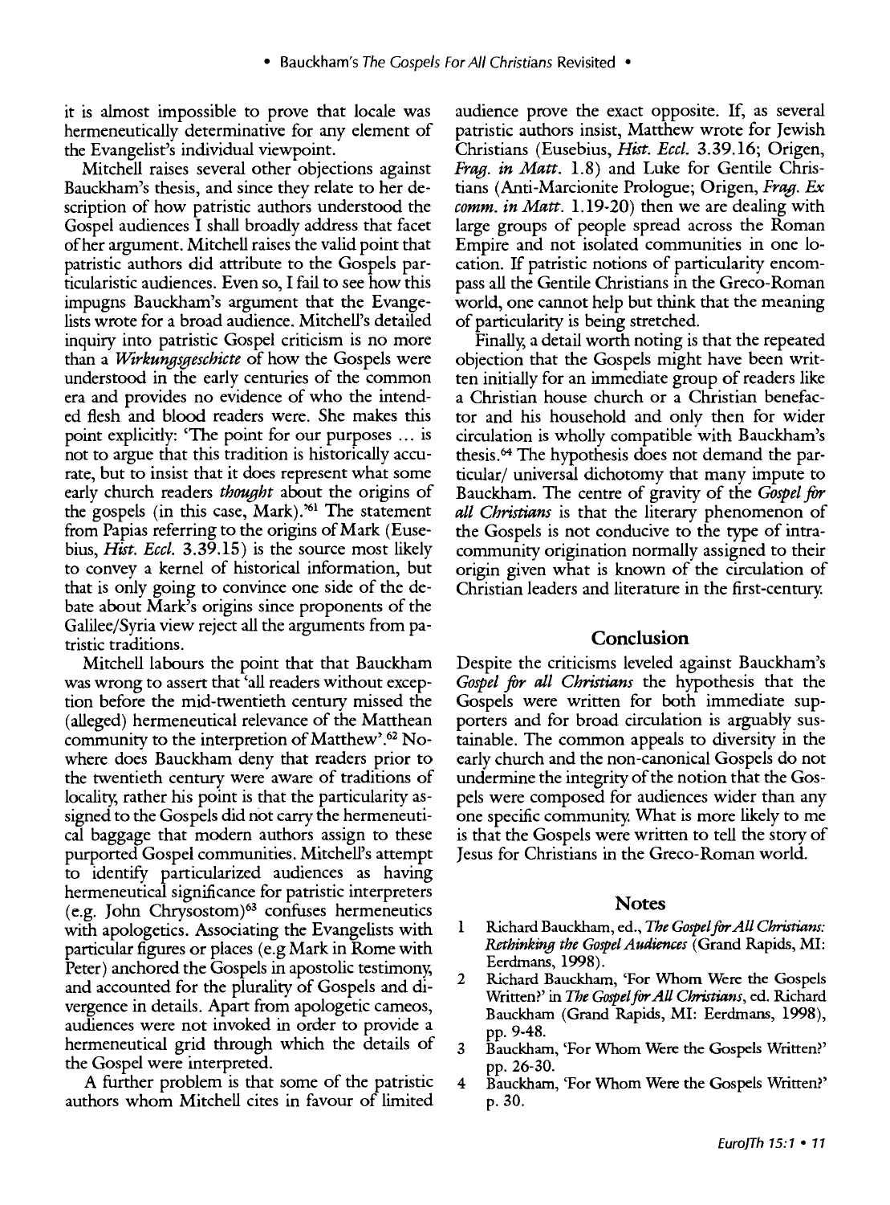it is almost impossible to prove that locale was hermeneutically determinative for any element of the Evangelist's individual viewpoint.

Mitchell raises several other objections against Bauckham's thesis, and since they relate to her description of how patristic authors understood the Gospel audiences I shall broadly address that facet of her argument. Mitchell raises the valid point that patristic authors did attribute to the Gospels particularistic audiences. Even so, I fail to see how this impugns Bauckham's argument that the Evangelists wrote for a broad audience. Mitchell's detailed inquiry into patristic Gospel criticism is no more than a *Wirkungsgeschicte* of how the Gospels were understood in the early centuries of the common era and provides no evidence of who the intended flesh and blood readers were. She makes this point explicitly: 'The point for our purposes ... is not to argue that this tradition is historically accurate, but to insist that it does represent what some early church readers *thought* about the origins of the gospels (in this case, Mark).'[61] The statement from Papias referring to the origins of Mark (Eusebius, *Hist. Eccl.* 3.39.15) is the source most likely to convey a kernel of historical information, but that is only going to convince one side of the debate about Mark's origins since proponents of the Galilee/Syria view reject all the arguments from patristic traditions.

Mitchell labours the point that that Bauckham was wrong to assert that 'all readers without exception before the mid-twentieth century missed the (alleged) hermeneutical relevance of the Matthean community to the interpretion of Matthew'.[62] Nowhere does Bauckham deny that readers prior to the twentieth century were aware of traditions of locality, rather his point is that the particularity assigned to the Gospels did not carry the hermeneutical baggage that modern authors assign to these purported Gospel communities. Mitchell's attempt to identify particularized audiences as having hermeneutical significance for patristic interpreters (e.g. John Chrysostom)[63] confuses hermeneutics with apologetics. Associating the Evangelists with particular figures or places (e.g Mark in Rome with Peter) anchored the Gospels in apostolic testimony, and accounted for the plurality of Gospels and divergence in details. Apart from apologetic cameos, audiences were not invoked in order to provide a hermeneutical grid through which the details of the Gospel were interpreted.

A further problem is that some of the patristic authors whom Mitchell cites in favour of limited audience prove the exact opposite. If, as several patristic authors insist, Matthew wrote for Jewish Christians (Eusebius, *Hist. Eccl.* 3.39.16; Origen, *Frag. in Matt.* 1.8) and Luke for Gentile Christians (Anti-Marcionite Prologue; Origen, *Frag. Ex comm. in Matt.* 1.19-20) then we are dealing with large groups of people spread across the Roman Empire and not isolated communities in one location. If patristic notions of particularity encompass all the Gentile Christians in the Greco-Roman world, one cannot help but think that the meaning of particularity is being stretched.

Finally, a detail worth noting is that the repeated objection that the Gospels might have been written initially for an immediate group of readers like a Christian house church or a Christian benefactor and his household and only then for wider circulation is wholly compatible with Bauckham's thesis.[64] The hypothesis does not demand the particular/ universal dichotomy that many impute to Bauckham. The centre of gravity of the *Gospel for all Christians* is that the literary phenomenon of the Gospels is not conducive to the type of intra-community origination normally assigned to their origin given what is known of the circulation of Christian leaders and literature in the first-century.

## Conclusion

Despite the criticisms leveled against Bauckham's *Gospel for all Christians* the hypothesis that the Gospels were written for both immediate supporters and for broad circulation is arguably sustainable. The common appeals to diversity in the early church and the non-canonical Gospels do not undermine the integrity of the notion that the Gospels were composed for audiences wider than any one specific community. What is more likely to me is that the Gospels were written to tell the story of Jesus for Christians in the Greco-Roman world.

## Notes

1. Richard Bauckham, ed., *The Gospel for All Christians: Rethinking the Gospel Audiences* (Grand Rapids, MI: Eerdmans, 1998).
2. Richard Bauckham, 'For Whom Were the Gospels Written?' in *The Gospel for All Christians*, ed. Richard Bauckham (Grand Rapids, MI: Eerdmans, 1998), pp. 9-48.
3. Bauckham, 'For Whom Were the Gospels Written?' pp. 26-30.
4. Bauckham, 'For Whom Were the Gospels Written?' p. 30.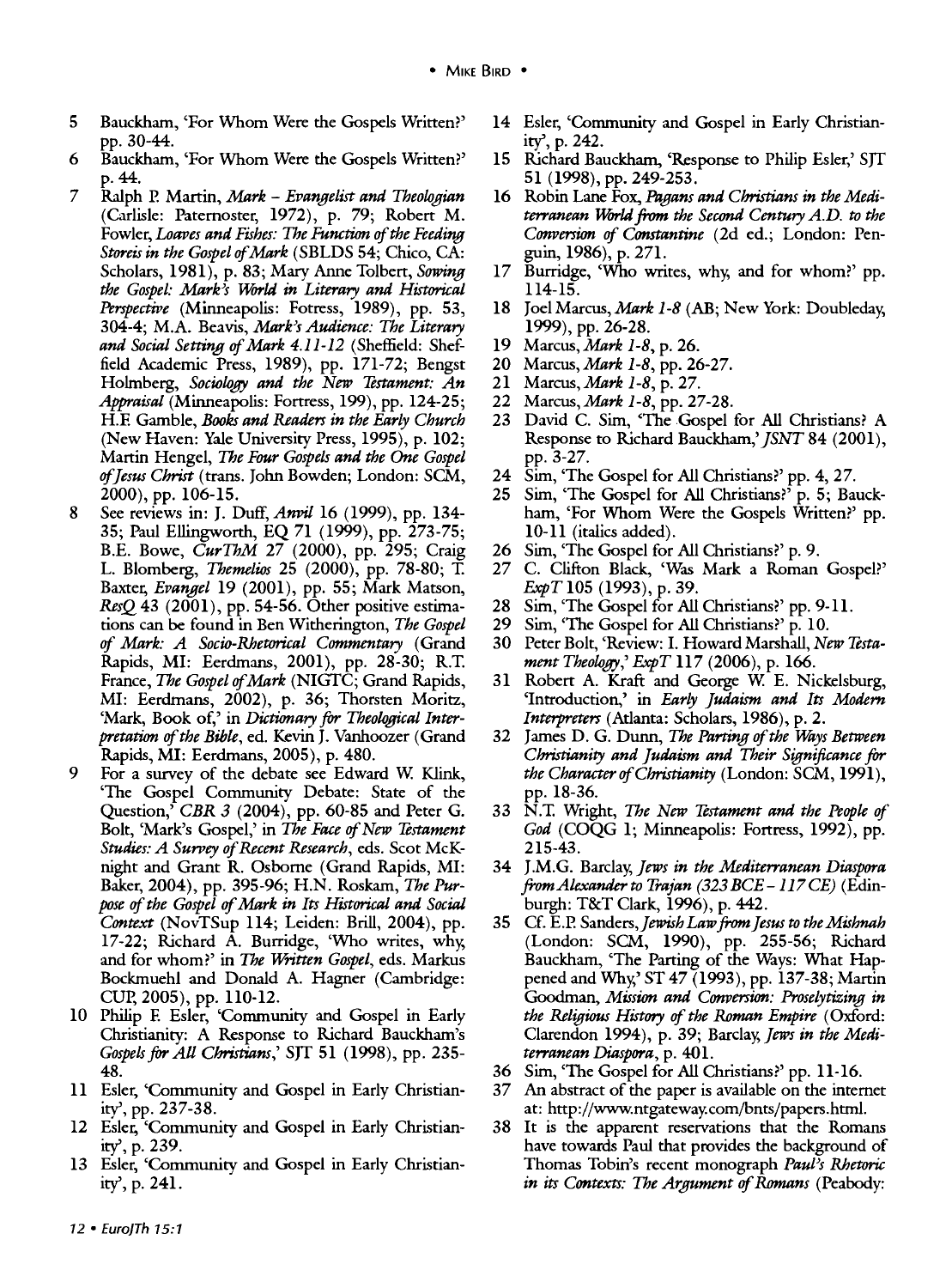5 Bauckham, 'For Whom Were the Gospels Written?' pp. 30-44.

6 Bauckham, 'For Whom Were the Gospels Written?' p. 44.

7 Ralph P. Martin, *Mark – Evangelist and Theologian* (Carlisle: Paternoster, 1972), p. 79; Robert M. Fowler, *Loaves and Fishes: The Function of the Feeding Storeis in the Gospel of Mark* (SBLDS 54; Chico, CA: Scholars, 1981), p. 83; Mary Anne Tolbert, *Sowing the Gospel: Mark's World in Literary and Historical Perspective* (Minneapolis: Fotress, 1989), pp. 53, 304-4; M.A. Beavis, *Mark's Audience: The Literary and Social Setting of Mark 4.11-12* (Sheffield: Sheffield Academic Press, 1989), pp. 171-72; Bengst Holmberg, *Sociology and the New Testament: An Appraisal* (Minneapolis: Fortress, 199), pp. 124-25; H.F. Gamble, *Books and Readers in the Early Church* (New Haven: Yale University Press, 1995), p. 102; Martin Hengel, *The Four Gospels and the One Gospel of Jesus Christ* (trans. John Bowden; London: SCM, 2000), pp. 106-15.

8 See reviews in: J. Duff, *Anvil* 16 (1999), pp. 134-35; Paul Ellingworth, EQ 71 (1999), pp. 273-75; B.E. Bowe, *CurThM* 27 (2000), pp. 295; Craig L. Blomberg, *Themelios* 25 (2000), pp. 78-80; T. Baxter, *Evangel* 19 (2001), pp. 55; Mark Matson, *ResQ* 43 (2001), pp. 54-56. Other positive estimations can be found in Ben Witherington, *The Gospel of Mark: A Socio-Rhetorical Commentary* (Grand Rapids, MI: Eerdmans, 2001), pp. 28-30; R.T. France, *The Gospel of Mark* (NIGTC; Grand Rapids, MI: Eerdmans, 2002), p. 36; Thorsten Moritz, 'Mark, Book of,' in *Dictionary for Theological Interpretation of the Bible*, ed. Kevin J. Vanhoozer (Grand Rapids, MI: Eerdmans, 2005), p. 480.

9 For a survey of the debate see Edward W. Klink, 'The Gospel Community Debate: State of the Question,' *CBR 3* (2004), pp. 60-85 and Peter G. Bolt, 'Mark's Gospel,' in *The Face of New Testament Studies: A Survey of Recent Research*, eds. Scot McKnight and Grant R. Osborne (Grand Rapids, MI: Baker, 2004), pp. 395-96; H.N. Roskam, *The Purpose of the Gospel of Mark in Its Historical and Social Context* (NovTSup 114; Leiden: Brill, 2004), pp. 17-22; Richard A. Burridge, 'Who writes, why, and for whom?' in *The Written Gospel*, eds. Markus Bockmuehl and Donald A. Hagner (Cambridge: CUP, 2005), pp. 110-12.

10 Philip F. Esler, 'Community and Gospel in Early Christianity: A Response to Richard Bauckham's *Gospels for All Christians*,' SJT 51 (1998), pp. 235-48.

11 Esler, 'Community and Gospel in Early Christianity', pp. 237-38.

12 Esler, 'Community and Gospel in Early Christianity', p. 239.

13 Esler, 'Community and Gospel in Early Christianity', p. 241.

14 Esler, 'Community and Gospel in Early Christianity', p. 242.

15 Richard Bauckham, 'Response to Philip Esler,' SJT 51 (1998), pp. 249-253.

16 Robin Lane Fox, *Pagans and Christians in the Mediterranean World from the Second Century A.D. to the Conversion of Constantine* (2d ed.; London: Penguin, 1986), p. 271.

17 Burridge, 'Who writes, why, and for whom?' pp. 114-15.

18 Joel Marcus, *Mark 1-8* (AB; New York: Doubleday, 1999), pp. 26-28.

19 Marcus, *Mark 1-8*, p. 26.

20 Marcus, *Mark 1-8*, pp. 26-27.

21 Marcus, *Mark 1-8*, p. 27.

22 Marcus, *Mark 1-8*, pp. 27-28.

23 David C. Sim, 'The Gospel for All Christians? A Response to Richard Bauckham,' *JSNT* 84 (2001), pp. 3-27.

24 Sim, 'The Gospel for All Christians?' pp. 4, 27.

25 Sim, 'The Gospel for All Christians?' p. 5; Bauckham, 'For Whom Were the Gospels Written?' pp. 10-11 (italics added).

26 Sim, 'The Gospel for All Christians?' p. 9.

27 C. Clifton Black, 'Was Mark a Roman Gospel?' *ExpT* 105 (1993), p. 39.

28 Sim, 'The Gospel for All Christians?' pp. 9-11.

29 Sim, 'The Gospel for All Christians?' p. 10.

30 Peter Bolt, 'Review: I. Howard Marshall, *New Testament Theology*,' *ExpT* 117 (2006), p. 166.

31 Robert A. Kraft and George W. E. Nickelsburg, 'Introduction,' in *Early Judaism and Its Modern Interpreters* (Atlanta: Scholars, 1986), p. 2.

32 James D. G. Dunn, *The Parting of the Ways Between Christianity and Judaism and Their Significance for the Character of Christianity* (London: SCM, 1991), pp. 18-36.

33 N.T. Wright, *The New Testament and the People of God* (COQG 1; Minneapolis: Fortress, 1992), pp. 215-43.

34 J.M.G. Barclay, *Jews in the Mediterranean Diaspora from Alexander to Trajan (323 BCE – 117 CE)* (Edinburgh: T&T Clark, 1996), p. 442.

35 Cf. E.P. Sanders, *Jewish Law from Jesus to the Mishnah* (London: SCM, 1990), pp. 255-56; Richard Bauckham, 'The Parting of the Ways: What Happened and Why,' ST 47 (1993), pp. 137-38; Martin Goodman, *Mission and Conversion: Proselytizing in the Religious History of the Roman Empire* (Oxford: Clarendon 1994), p. 39; Barclay, *Jews in the Mediterranean Diaspora*, p. 401.

36 Sim, 'The Gospel for All Christians?' pp. 11-16.

37 An abstract of the paper is available on the internet at: http://www.ntgateway.com/bnts/papers.html.

38 It is the apparent reservations that the Romans have towards Paul that provides the background of Thomas Tobin's recent monograph *Paul's Rhetoric in its Contexts: The Argument of Romans* (Peabody: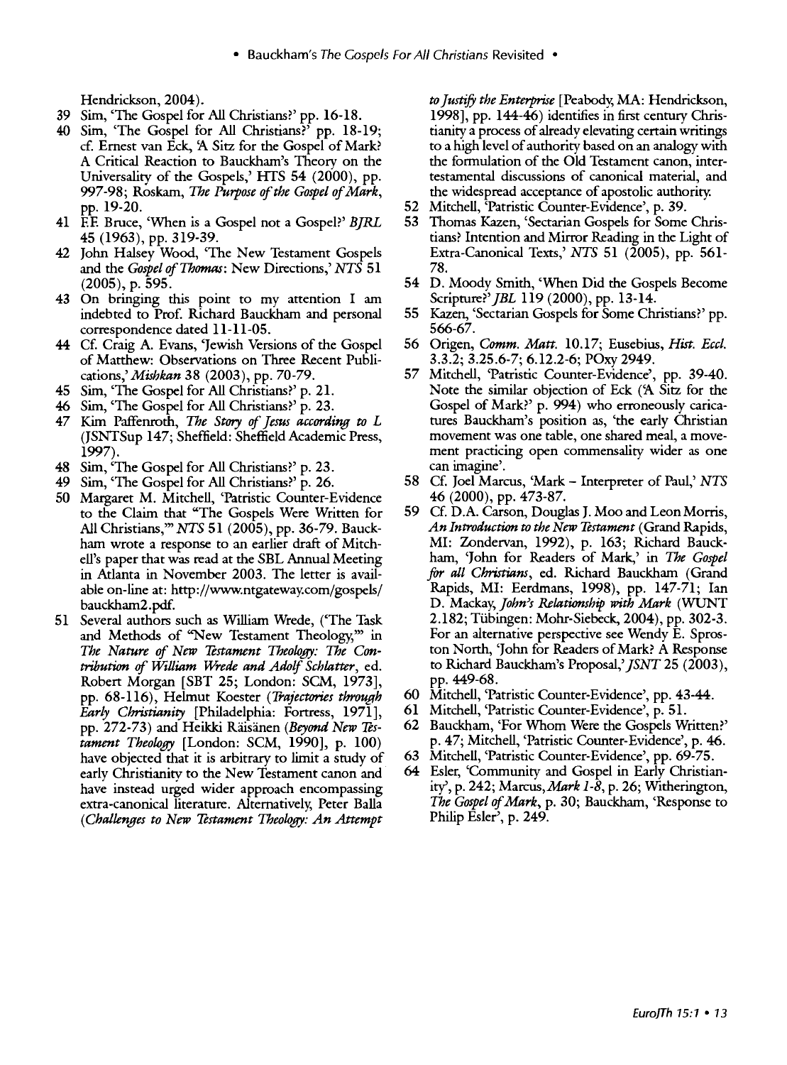Hendrickson, 2004).

39 Sim, 'The Gospel for All Christians?' pp. 16-18.

40 Sim, 'The Gospel for All Christians?' pp. 18-19; cf. Ernest van Eck, 'A Sitz for the Gospel of Mark? A Critical Reaction to Bauckham's Theory on the Universality of the Gospels,' HTS 54 (2000), pp. 997-98; Roskam, *The Purpose of the Gospel of Mark*, pp. 19-20.

41 F.F. Bruce, 'When is a Gospel not a Gospel?' *BJRL* 45 (1963), pp. 319-39.

42 John Halsey Wood, 'The New Testament Gospels and the *Gospel of Thomas*: New Directions,' *NTS* 51 (2005), p. 595.

43 On bringing this point to my attention I am indebted to Prof. Richard Bauckham and personal correspondence dated 11-11-05.

44 Cf. Craig A. Evans, 'Jewish Versions of the Gospel of Matthew: Observations on Three Recent Publications,' *Mishkan* 38 (2003), pp. 70-79.

45 Sim, 'The Gospel for All Christians?' p. 21.

46 Sim, 'The Gospel for All Christians?' p. 23.

47 Kim Paffenroth, *The Story of Jesus according to L* (JSNTSup 147; Sheffield: Sheffield Academic Press, 1997).

48 Sim, 'The Gospel for All Christians?' p. 23.

49 Sim, 'The Gospel for All Christians?' p. 26.

50 Margaret M. Mitchell, 'Patristic Counter-Evidence to the Claim that "The Gospels Were Written for All Christians,"' *NTS* 51 (2005), pp. 36-79. Bauckham wrote a response to an earlier draft of Mitchell's paper that was read at the SBL Annual Meeting in Atlanta in November 2003. The letter is available on-line at: http://www.ntgateway.com/gospels/bauckham2.pdf.

51 Several authors such as William Wrede, ('The Task and Methods of "New Testament Theology,"' in *The Nature of New Testament Theology: The Contribution of William Wrede and Adolf Schlatter*, ed. Robert Morgan [SBT 25; London: SCM, 1973], pp. 68-116), Helmut Koester (*Trajectories through Early Christianity* [Philadelphia: Fortress, 1971], pp. 272-73) and Heikki Räisänen (*Beyond New Testament Theology* [London: SCM, 1990], p. 100) have objected that it is arbitrary to limit a study of early Christianity to the New Testament canon and have instead urged wider approach encompassing extra-canonical literature. Alternatively, Peter Balla (*Challenges to New Testament Theology: An Attempt to Justify the Enterprise* [Peabody, MA: Hendrickson, 1998], pp. 144-46) identifies in first century Christianity a process of already elevating certain writings to a high level of authority based on an analogy with the formulation of the Old Testament canon, intertestamental discussions of canonical material, and the widespread acceptance of apostolic authority.

52 Mitchell, 'Patristic Counter-Evidence', p. 39.

53 Thomas Kazen, 'Sectarian Gospels for Some Christians? Intention and Mirror Reading in the Light of Extra-Canonical Texts,' *NTS* 51 (2005), pp. 561-78.

54 D. Moody Smith, 'When Did the Gospels Become Scripture?' *JBL* 119 (2000), pp. 13-14.

55 Kazen, 'Sectarian Gospels for Some Christians?' pp. 566-67.

56 Origen, *Comm. Matt.* 10.17; Eusebius, *Hist. Eccl.* 3.3.2; 3.25.6-7; 6.12.2-6; POxy 2949.

57 Mitchell, 'Patristic Counter-Evidence', pp. 39-40. Note the similar objection of Eck ('A Sitz for the Gospel of Mark?' p. 994) who erroneously caricatures Bauckham's position as, 'the early Christian movement was one table, one shared meal, a movement practicing open commensality wider as one can imagine'.

58 Cf. Joel Marcus, 'Mark – Interpreter of Paul,' *NTS* 46 (2000), pp. 473-87.

59 Cf. D.A. Carson, Douglas J. Moo and Leon Morris, *An Introduction to the New Testament* (Grand Rapids, MI: Zondervan, 1992), p. 163; Richard Bauckham, 'John for Readers of Mark,' in *The Gospel for all Christians*, ed. Richard Bauckham (Grand Rapids, MI: Eerdmans, 1998), pp. 147-71; Ian D. Mackay, *John's Relationship with Mark* (WUNT 2.182; Tübingen: Mohr-Siebeck, 2004), pp. 302-3. For an alternative perspective see Wendy E. Sproston North, 'John for Readers of Mark? A Response to Richard Bauckham's Proposal,' *JSNT* 25 (2003), pp. 449-68.

60 Mitchell, 'Patristic Counter-Evidence', pp. 43-44.

61 Mitchell, 'Patristic Counter-Evidence', p. 51.

62 Bauckham, 'For Whom Were the Gospels Written?' p. 47; Mitchell, 'Patristic Counter-Evidence', p. 46.

63 Mitchell, 'Patristic Counter-Evidence', pp. 69-75.

64 Esler, 'Community and Gospel in Early Christianity', p. 242; Marcus, *Mark 1-8*, p. 26; Witherington, *The Gospel of Mark*, p. 30; Bauckham, 'Response to Philip Esler', p. 249.